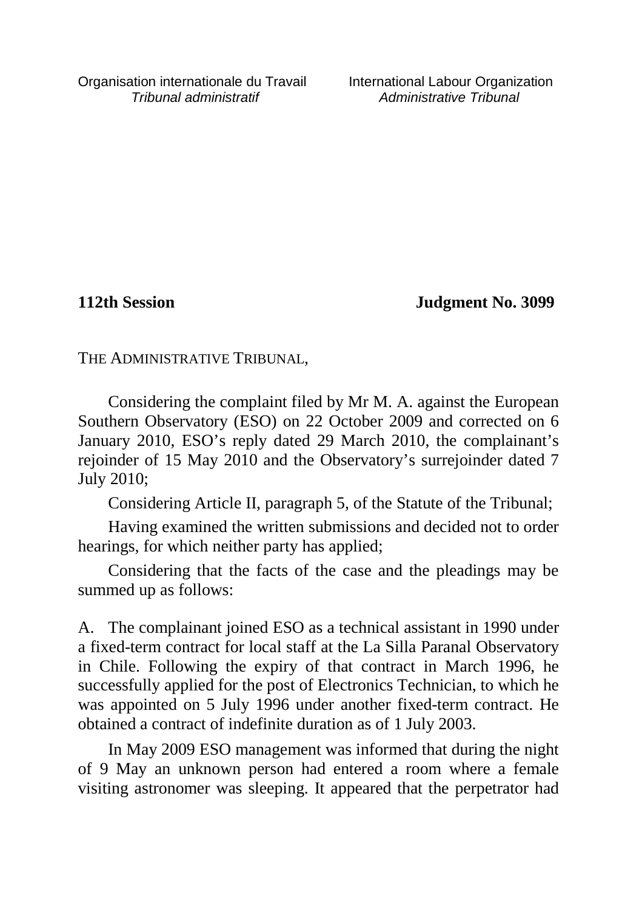Organisation internationale du Travail
*Tribunal administratif*

International Labour Organization
*Administrative Tribunal*

**112th Session** **Judgment No. 3099**

THE ADMINISTRATIVE TRIBUNAL,

Considering the complaint filed by Mr M. A. against the European Southern Observatory (ESO) on 22 October 2009 and corrected on 6 January 2010, ESO's reply dated 29 March 2010, the complainant's rejoinder of 15 May 2010 and the Observatory's surrejoinder dated 7 July 2010;

Considering Article II, paragraph 5, of the Statute of the Tribunal;

Having examined the written submissions and decided not to order hearings, for which neither party has applied;

Considering that the facts of the case and the pleadings may be summed up as follows:

A. The complainant joined ESO as a technical assistant in 1990 under a fixed-term contract for local staff at the La Silla Paranal Observatory in Chile. Following the expiry of that contract in March 1996, he successfully applied for the post of Electronics Technician, to which he was appointed on 5 July 1996 under another fixed-term contract. He obtained a contract of indefinite duration as of 1 July 2003.

In May 2009 ESO management was informed that during the night of 9 May an unknown person had entered a room where a female visiting astronomer was sleeping. It appeared that the perpetrator had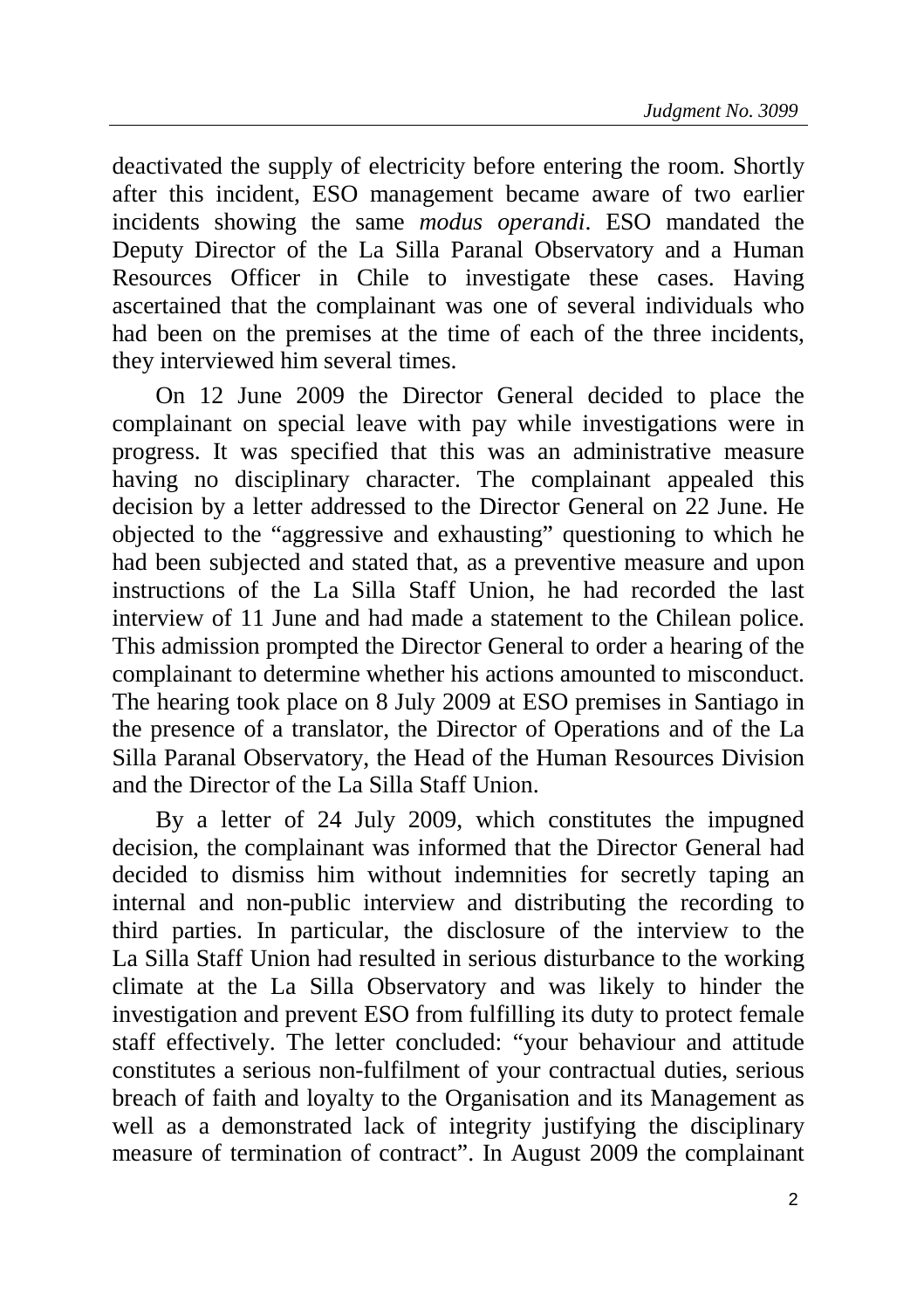deactivated the supply of electricity before entering the room. Shortly after this incident, ESO management became aware of two earlier incidents showing the same *modus operandi*. ESO mandated the Deputy Director of the La Silla Paranal Observatory and a Human Resources Officer in Chile to investigate these cases. Having ascertained that the complainant was one of several individuals who had been on the premises at the time of each of the three incidents, they interviewed him several times.

On 12 June 2009 the Director General decided to place the complainant on special leave with pay while investigations were in progress. It was specified that this was an administrative measure having no disciplinary character. The complainant appealed this decision by a letter addressed to the Director General on 22 June. He objected to the "aggressive and exhausting" questioning to which he had been subjected and stated that, as a preventive measure and upon instructions of the La Silla Staff Union, he had recorded the last interview of 11 June and had made a statement to the Chilean police. This admission prompted the Director General to order a hearing of the complainant to determine whether his actions amounted to misconduct. The hearing took place on 8 July 2009 at ESO premises in Santiago in the presence of a translator, the Director of Operations and of the La Silla Paranal Observatory, the Head of the Human Resources Division and the Director of the La Silla Staff Union.

By a letter of 24 July 2009, which constitutes the impugned decision, the complainant was informed that the Director General had decided to dismiss him without indemnities for secretly taping an internal and non-public interview and distributing the recording to third parties. In particular, the disclosure of the interview to the La Silla Staff Union had resulted in serious disturbance to the working climate at the La Silla Observatory and was likely to hinder the investigation and prevent ESO from fulfilling its duty to protect female staff effectively. The letter concluded: "your behaviour and attitude constitutes a serious non-fulfilment of your contractual duties, serious breach of faith and loyalty to the Organisation and its Management as well as a demonstrated lack of integrity justifying the disciplinary measure of termination of contract". In August 2009 the complainant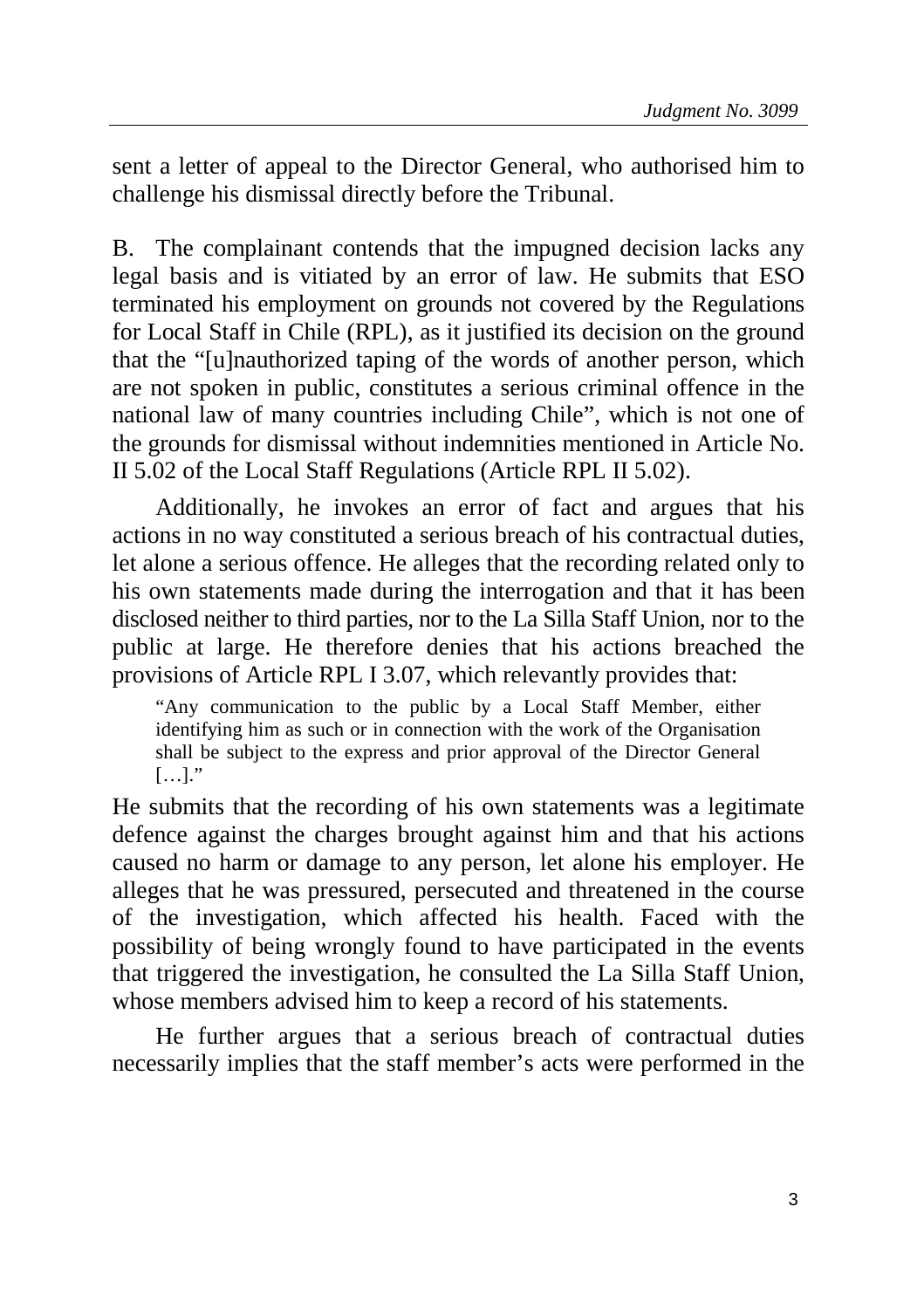sent a letter of appeal to the Director General, who authorised him to challenge his dismissal directly before the Tribunal.

B. The complainant contends that the impugned decision lacks any legal basis and is vitiated by an error of law. He submits that ESO terminated his employment on grounds not covered by the Regulations for Local Staff in Chile (RPL), as it justified its decision on the ground that the "[u]nauthorized taping of the words of another person, which are not spoken in public, constitutes a serious criminal offence in the national law of many countries including Chile", which is not one of the grounds for dismissal without indemnities mentioned in Article No. II 5.02 of the Local Staff Regulations (Article RPL II 5.02).

Additionally, he invokes an error of fact and argues that his actions in no way constituted a serious breach of his contractual duties, let alone a serious offence. He alleges that the recording related only to his own statements made during the interrogation and that it has been disclosed neither to third parties, nor to the La Silla Staff Union, nor to the public at large. He therefore denies that his actions breached the provisions of Article RPL I 3.07, which relevantly provides that:

> "Any communication to the public by a Local Staff Member, either identifying him as such or in connection with the work of the Organisation shall be subject to the express and prior approval of the Director General […]."

He submits that the recording of his own statements was a legitimate defence against the charges brought against him and that his actions caused no harm or damage to any person, let alone his employer. He alleges that he was pressured, persecuted and threatened in the course of the investigation, which affected his health. Faced with the possibility of being wrongly found to have participated in the events that triggered the investigation, he consulted the La Silla Staff Union, whose members advised him to keep a record of his statements.

He further argues that a serious breach of contractual duties necessarily implies that the staff member's acts were performed in the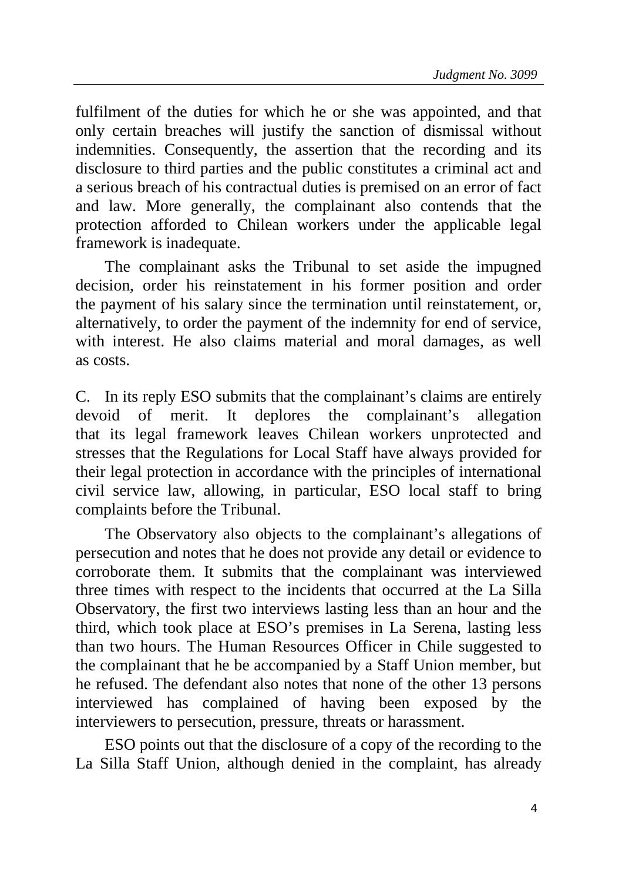fulfilment of the duties for which he or she was appointed, and that only certain breaches will justify the sanction of dismissal without indemnities. Consequently, the assertion that the recording and its disclosure to third parties and the public constitutes a criminal act and a serious breach of his contractual duties is premised on an error of fact and law. More generally, the complainant also contends that the protection afforded to Chilean workers under the applicable legal framework is inadequate.

The complainant asks the Tribunal to set aside the impugned decision, order his reinstatement in his former position and order the payment of his salary since the termination until reinstatement, or, alternatively, to order the payment of the indemnity for end of service, with interest. He also claims material and moral damages, as well as costs.

C. In its reply ESO submits that the complainant's claims are entirely devoid of merit. It deplores the complainant's allegation that its legal framework leaves Chilean workers unprotected and stresses that the Regulations for Local Staff have always provided for their legal protection in accordance with the principles of international civil service law, allowing, in particular, ESO local staff to bring complaints before the Tribunal.

The Observatory also objects to the complainant's allegations of persecution and notes that he does not provide any detail or evidence to corroborate them. It submits that the complainant was interviewed three times with respect to the incidents that occurred at the La Silla Observatory, the first two interviews lasting less than an hour and the third, which took place at ESO's premises in La Serena, lasting less than two hours. The Human Resources Officer in Chile suggested to the complainant that he be accompanied by a Staff Union member, but he refused. The defendant also notes that none of the other 13 persons interviewed has complained of having been exposed by the interviewers to persecution, pressure, threats or harassment.

ESO points out that the disclosure of a copy of the recording to the La Silla Staff Union, although denied in the complaint, has already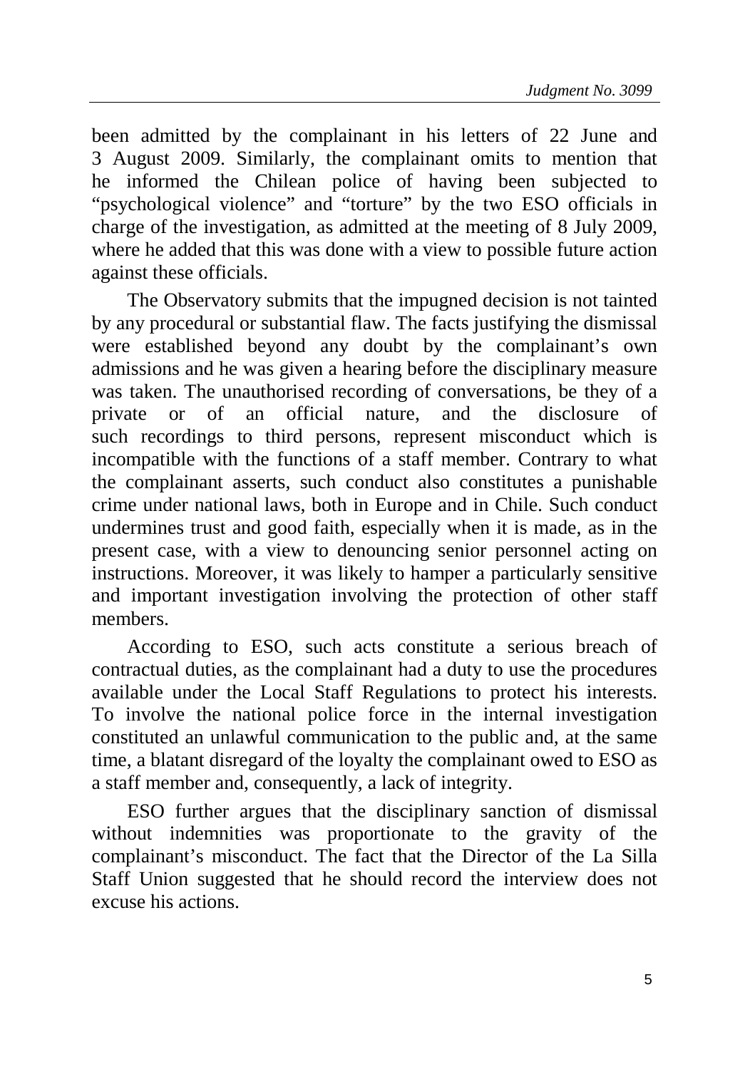been admitted by the complainant in his letters of 22 June and 3 August 2009. Similarly, the complainant omits to mention that he informed the Chilean police of having been subjected to "psychological violence" and "torture" by the two ESO officials in charge of the investigation, as admitted at the meeting of 8 July 2009, where he added that this was done with a view to possible future action against these officials.

The Observatory submits that the impugned decision is not tainted by any procedural or substantial flaw. The facts justifying the dismissal were established beyond any doubt by the complainant's own admissions and he was given a hearing before the disciplinary measure was taken. The unauthorised recording of conversations, be they of a private or of an official nature, and the disclosure of such recordings to third persons, represent misconduct which is incompatible with the functions of a staff member. Contrary to what the complainant asserts, such conduct also constitutes a punishable crime under national laws, both in Europe and in Chile. Such conduct undermines trust and good faith, especially when it is made, as in the present case, with a view to denouncing senior personnel acting on instructions. Moreover, it was likely to hamper a particularly sensitive and important investigation involving the protection of other staff members.

According to ESO, such acts constitute a serious breach of contractual duties, as the complainant had a duty to use the procedures available under the Local Staff Regulations to protect his interests. To involve the national police force in the internal investigation constituted an unlawful communication to the public and, at the same time, a blatant disregard of the loyalty the complainant owed to ESO as a staff member and, consequently, a lack of integrity.

ESO further argues that the disciplinary sanction of dismissal without indemnities was proportionate to the gravity of the complainant's misconduct. The fact that the Director of the La Silla Staff Union suggested that he should record the interview does not excuse his actions.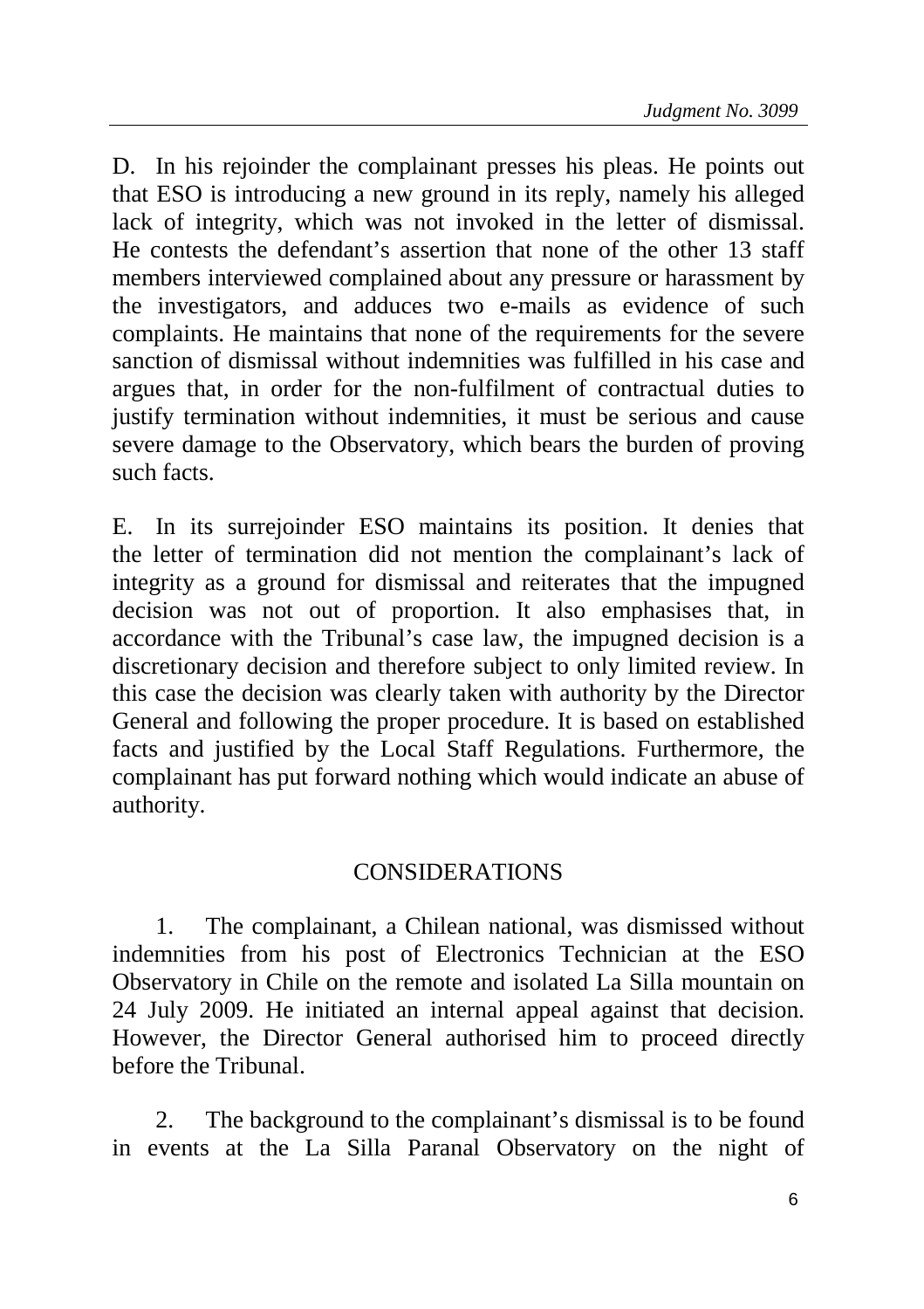D. In his rejoinder the complainant presses his pleas. He points out that ESO is introducing a new ground in its reply, namely his alleged lack of integrity, which was not invoked in the letter of dismissal. He contests the defendant's assertion that none of the other 13 staff members interviewed complained about any pressure or harassment by the investigators, and adduces two e-mails as evidence of such complaints. He maintains that none of the requirements for the severe sanction of dismissal without indemnities was fulfilled in his case and argues that, in order for the non-fulfilment of contractual duties to justify termination without indemnities, it must be serious and cause severe damage to the Observatory, which bears the burden of proving such facts.

E. In its surrejoinder ESO maintains its position. It denies that the letter of termination did not mention the complainant's lack of integrity as a ground for dismissal and reiterates that the impugned decision was not out of proportion. It also emphasises that, in accordance with the Tribunal's case law, the impugned decision is a discretionary decision and therefore subject to only limited review. In this case the decision was clearly taken with authority by the Director General and following the proper procedure. It is based on established facts and justified by the Local Staff Regulations. Furthermore, the complainant has put forward nothing which would indicate an abuse of authority.

## CONSIDERATIONS

1. The complainant, a Chilean national, was dismissed without indemnities from his post of Electronics Technician at the ESO Observatory in Chile on the remote and isolated La Silla mountain on 24 July 2009. He initiated an internal appeal against that decision. However, the Director General authorised him to proceed directly before the Tribunal.

2. The background to the complainant's dismissal is to be found in events at the La Silla Paranal Observatory on the night of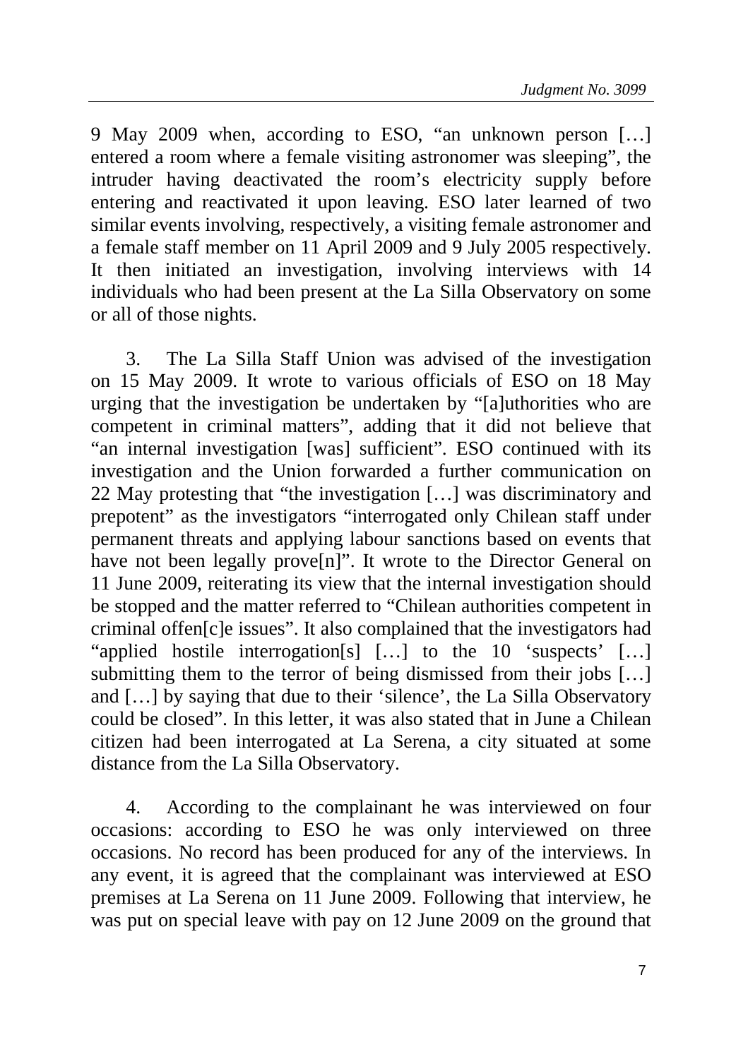9 May 2009 when, according to ESO, "an unknown person […] entered a room where a female visiting astronomer was sleeping", the intruder having deactivated the room's electricity supply before entering and reactivated it upon leaving. ESO later learned of two similar events involving, respectively, a visiting female astronomer and a female staff member on 11 April 2009 and 9 July 2005 respectively. It then initiated an investigation, involving interviews with 14 individuals who had been present at the La Silla Observatory on some or all of those nights.

3. The La Silla Staff Union was advised of the investigation on 15 May 2009. It wrote to various officials of ESO on 18 May urging that the investigation be undertaken by "[a]uthorities who are competent in criminal matters", adding that it did not believe that "an internal investigation [was] sufficient". ESO continued with its investigation and the Union forwarded a further communication on 22 May protesting that "the investigation […] was discriminatory and prepotent" as the investigators "interrogated only Chilean staff under permanent threats and applying labour sanctions based on events that have not been legally prove[n]". It wrote to the Director General on 11 June 2009, reiterating its view that the internal investigation should be stopped and the matter referred to "Chilean authorities competent in criminal offen[c]e issues". It also complained that the investigators had "applied hostile interrogation[s] […] to the 10 'suspects' […] submitting them to the terror of being dismissed from their jobs […] and […] by saying that due to their 'silence', the La Silla Observatory could be closed". In this letter, it was also stated that in June a Chilean citizen had been interrogated at La Serena, a city situated at some distance from the La Silla Observatory.

4. According to the complainant he was interviewed on four occasions: according to ESO he was only interviewed on three occasions. No record has been produced for any of the interviews. In any event, it is agreed that the complainant was interviewed at ESO premises at La Serena on 11 June 2009. Following that interview, he was put on special leave with pay on 12 June 2009 on the ground that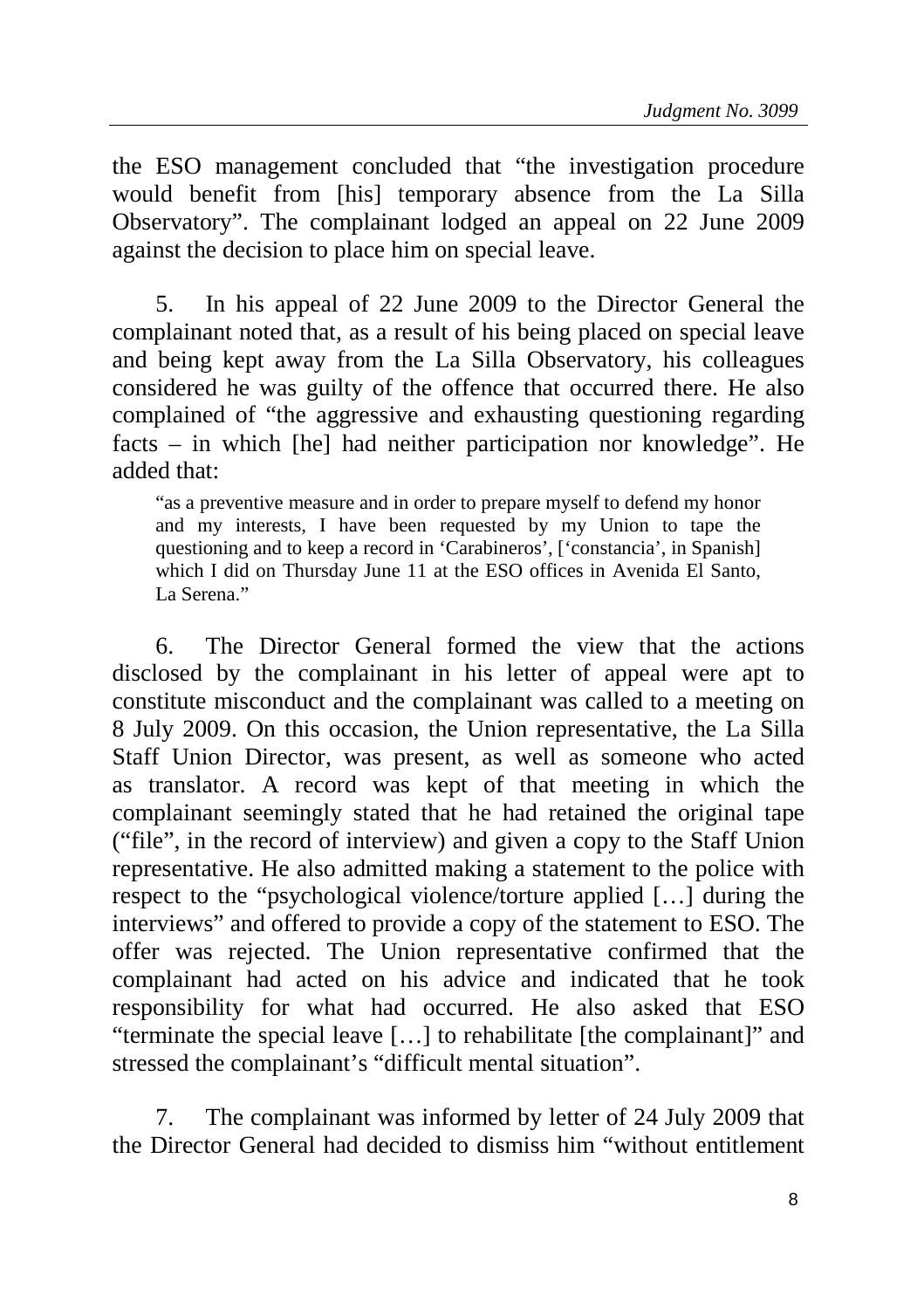the ESO management concluded that "the investigation procedure would benefit from [his] temporary absence from the La Silla Observatory". The complainant lodged an appeal on 22 June 2009 against the decision to place him on special leave.

5. In his appeal of 22 June 2009 to the Director General the complainant noted that, as a result of his being placed on special leave and being kept away from the La Silla Observatory, his colleagues considered he was guilty of the offence that occurred there. He also complained of "the aggressive and exhausting questioning regarding facts – in which [he] had neither participation nor knowledge". He added that:

> "as a preventive measure and in order to prepare myself to defend my honor and my interests, I have been requested by my Union to tape the questioning and to keep a record in 'Carabineros', ['constancia', in Spanish] which I did on Thursday June 11 at the ESO offices in Avenida El Santo, La Serena."

6. The Director General formed the view that the actions disclosed by the complainant in his letter of appeal were apt to constitute misconduct and the complainant was called to a meeting on 8 July 2009. On this occasion, the Union representative, the La Silla Staff Union Director, was present, as well as someone who acted as translator. A record was kept of that meeting in which the complainant seemingly stated that he had retained the original tape ("file", in the record of interview) and given a copy to the Staff Union representative. He also admitted making a statement to the police with respect to the "psychological violence/torture applied […] during the interviews" and offered to provide a copy of the statement to ESO. The offer was rejected. The Union representative confirmed that the complainant had acted on his advice and indicated that he took responsibility for what had occurred. He also asked that ESO "terminate the special leave […] to rehabilitate [the complainant]" and stressed the complainant's "difficult mental situation".

7. The complainant was informed by letter of 24 July 2009 that the Director General had decided to dismiss him "without entitlement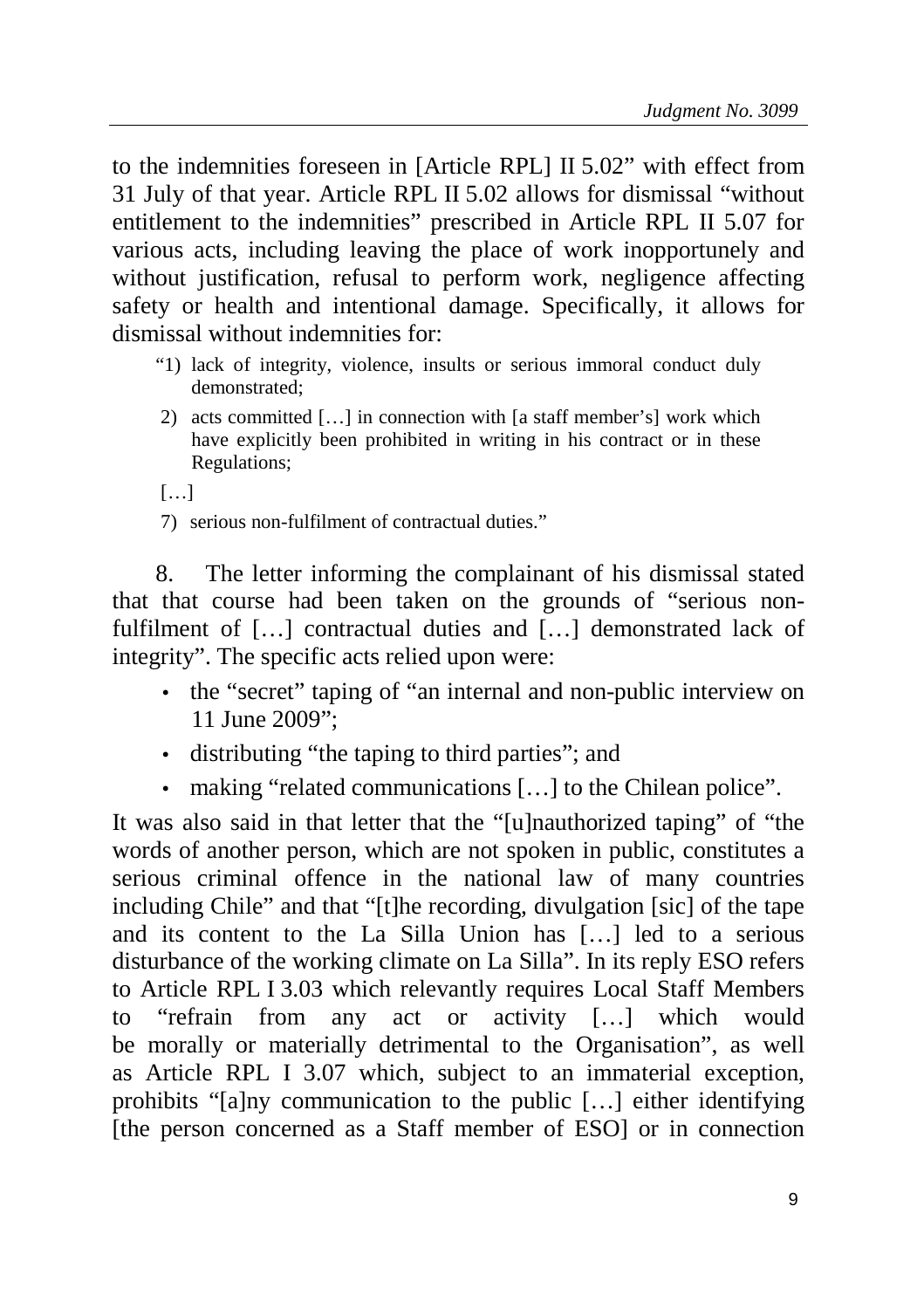to the indemnities foreseen in [Article RPL] II 5.02" with effect from 31 July of that year. Article RPL II 5.02 allows for dismissal "without entitlement to the indemnities" prescribed in Article RPL II 5.07 for various acts, including leaving the place of work inopportunely and without justification, refusal to perform work, negligence affecting safety or health and intentional damage. Specifically, it allows for dismissal without indemnities for:

> "1) lack of integrity, violence, insults or serious immoral conduct duly demonstrated;
>
> 2) acts committed […] in connection with [a staff member's] work which have explicitly been prohibited in writing in his contract or in these Regulations;
>
> […]
>
> 7) serious non-fulfilment of contractual duties."

8. The letter informing the complainant of his dismissal stated that that course had been taken on the grounds of "serious non-fulfilment of […] contractual duties and […] demonstrated lack of integrity". The specific acts relied upon were:

- the "secret" taping of "an internal and non-public interview on 11 June 2009";
- distributing "the taping to third parties"; and
- making "related communications […] to the Chilean police".

It was also said in that letter that the "[u]nauthorized taping" of "the words of another person, which are not spoken in public, constitutes a serious criminal offence in the national law of many countries including Chile" and that "[t]he recording, divulgation [sic] of the tape and its content to the La Silla Union has […] led to a serious disturbance of the working climate on La Silla". In its reply ESO refers to Article RPL I 3.03 which relevantly requires Local Staff Members to "refrain from any act or activity […] which would be morally or materially detrimental to the Organisation", as well as Article RPL I 3.07 which, subject to an immaterial exception, prohibits "[a]ny communication to the public […] either identifying [the person concerned as a Staff member of ESO] or in connection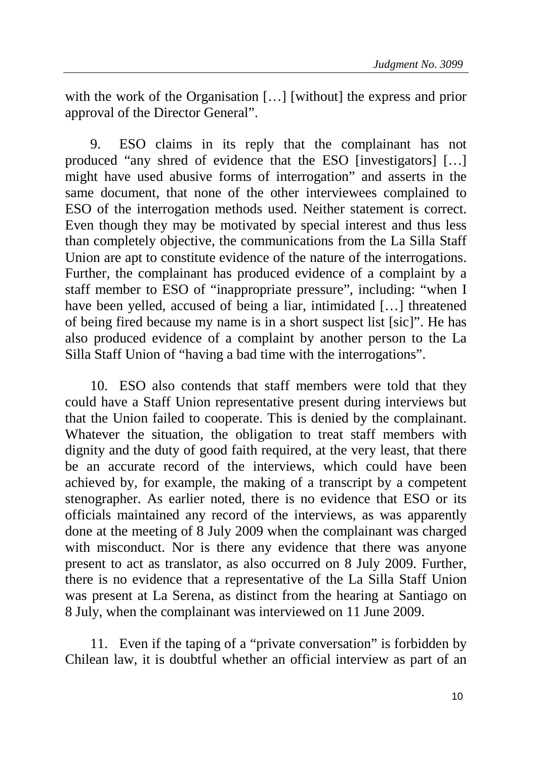with the work of the Organisation […] [without] the express and prior approval of the Director General".

9. ESO claims in its reply that the complainant has not produced "any shred of evidence that the ESO [investigators] […] might have used abusive forms of interrogation" and asserts in the same document, that none of the other interviewees complained to ESO of the interrogation methods used. Neither statement is correct. Even though they may be motivated by special interest and thus less than completely objective, the communications from the La Silla Staff Union are apt to constitute evidence of the nature of the interrogations. Further, the complainant has produced evidence of a complaint by a staff member to ESO of "inappropriate pressure", including: "when I have been yelled, accused of being a liar, intimidated […] threatened of being fired because my name is in a short suspect list [sic]". He has also produced evidence of a complaint by another person to the La Silla Staff Union of "having a bad time with the interrogations".

10. ESO also contends that staff members were told that they could have a Staff Union representative present during interviews but that the Union failed to cooperate. This is denied by the complainant. Whatever the situation, the obligation to treat staff members with dignity and the duty of good faith required, at the very least, that there be an accurate record of the interviews, which could have been achieved by, for example, the making of a transcript by a competent stenographer. As earlier noted, there is no evidence that ESO or its officials maintained any record of the interviews, as was apparently done at the meeting of 8 July 2009 when the complainant was charged with misconduct. Nor is there any evidence that there was anyone present to act as translator, as also occurred on 8 July 2009. Further, there is no evidence that a representative of the La Silla Staff Union was present at La Serena, as distinct from the hearing at Santiago on 8 July, when the complainant was interviewed on 11 June 2009.

11. Even if the taping of a "private conversation" is forbidden by Chilean law, it is doubtful whether an official interview as part of an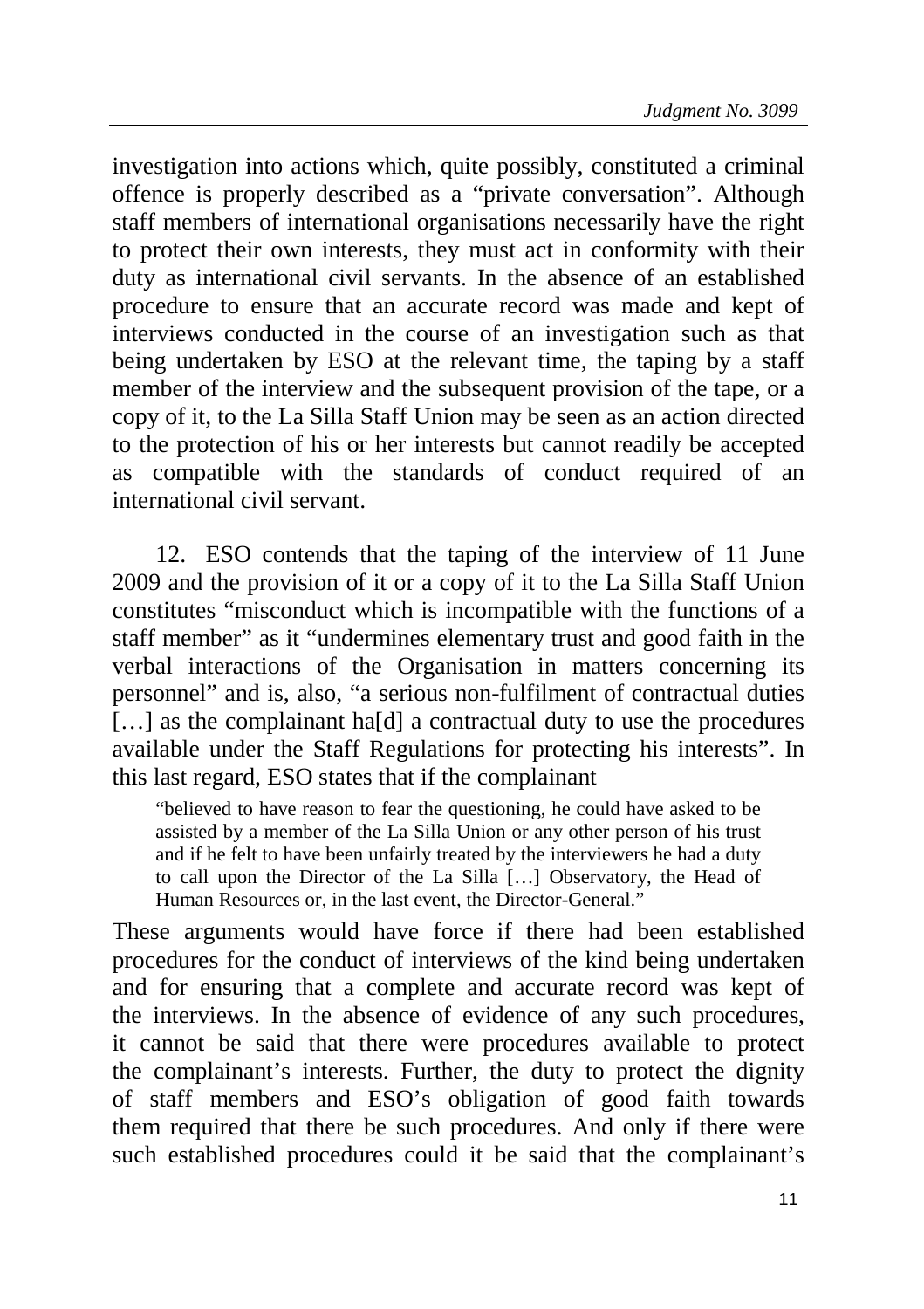investigation into actions which, quite possibly, constituted a criminal offence is properly described as a "private conversation". Although staff members of international organisations necessarily have the right to protect their own interests, they must act in conformity with their duty as international civil servants. In the absence of an established procedure to ensure that an accurate record was made and kept of interviews conducted in the course of an investigation such as that being undertaken by ESO at the relevant time, the taping by a staff member of the interview and the subsequent provision of the tape, or a copy of it, to the La Silla Staff Union may be seen as an action directed to the protection of his or her interests but cannot readily be accepted as compatible with the standards of conduct required of an international civil servant.

12. ESO contends that the taping of the interview of 11 June 2009 and the provision of it or a copy of it to the La Silla Staff Union constitutes "misconduct which is incompatible with the functions of a staff member" as it "undermines elementary trust and good faith in the verbal interactions of the Organisation in matters concerning its personnel" and is, also, "a serious non-fulfilment of contractual duties […] as the complainant ha[d] a contractual duty to use the procedures available under the Staff Regulations for protecting his interests". In this last regard, ESO states that if the complainant

> "believed to have reason to fear the questioning, he could have asked to be assisted by a member of the La Silla Union or any other person of his trust and if he felt to have been unfairly treated by the interviewers he had a duty to call upon the Director of the La Silla […] Observatory, the Head of Human Resources or, in the last event, the Director-General."

These arguments would have force if there had been established procedures for the conduct of interviews of the kind being undertaken and for ensuring that a complete and accurate record was kept of the interviews. In the absence of evidence of any such procedures, it cannot be said that there were procedures available to protect the complainant's interests. Further, the duty to protect the dignity of staff members and ESO's obligation of good faith towards them required that there be such procedures. And only if there were such established procedures could it be said that the complainant's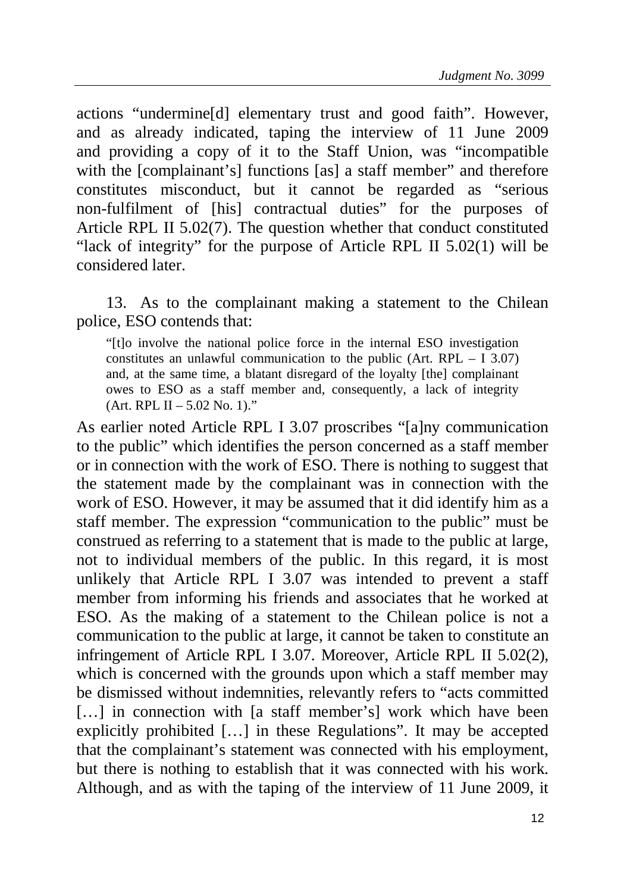actions "undermine[d] elementary trust and good faith". However, and as already indicated, taping the interview of 11 June 2009 and providing a copy of it to the Staff Union, was "incompatible with the [complainant's] functions [as] a staff member" and therefore constitutes misconduct, but it cannot be regarded as "serious non-fulfilment of [his] contractual duties" for the purposes of Article RPL II 5.02(7). The question whether that conduct constituted "lack of integrity" for the purpose of Article RPL II 5.02(1) will be considered later.

13. As to the complainant making a statement to the Chilean police, ESO contends that:

> "[t]o involve the national police force in the internal ESO investigation constitutes an unlawful communication to the public (Art. RPL – I 3.07) and, at the same time, a blatant disregard of the loyalty [the] complainant owes to ESO as a staff member and, consequently, a lack of integrity (Art. RPL II – 5.02 No. 1)."

As earlier noted Article RPL I 3.07 proscribes "[a]ny communication to the public" which identifies the person concerned as a staff member or in connection with the work of ESO. There is nothing to suggest that the statement made by the complainant was in connection with the work of ESO. However, it may be assumed that it did identify him as a staff member. The expression "communication to the public" must be construed as referring to a statement that is made to the public at large, not to individual members of the public. In this regard, it is most unlikely that Article RPL I 3.07 was intended to prevent a staff member from informing his friends and associates that he worked at ESO. As the making of a statement to the Chilean police is not a communication to the public at large, it cannot be taken to constitute an infringement of Article RPL I 3.07. Moreover, Article RPL II 5.02(2), which is concerned with the grounds upon which a staff member may be dismissed without indemnities, relevantly refers to "acts committed […] in connection with [a staff member's] work which have been explicitly prohibited […] in these Regulations". It may be accepted that the complainant's statement was connected with his employment, but there is nothing to establish that it was connected with his work. Although, and as with the taping of the interview of 11 June 2009, it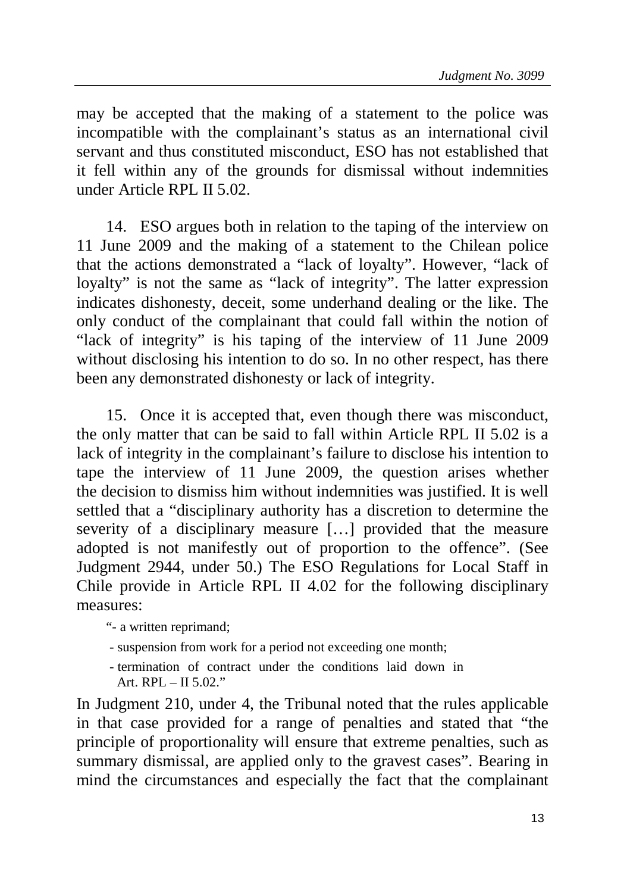may be accepted that the making of a statement to the police was incompatible with the complainant's status as an international civil servant and thus constituted misconduct, ESO has not established that it fell within any of the grounds for dismissal without indemnities under Article RPL II 5.02.

14. ESO argues both in relation to the taping of the interview on 11 June 2009 and the making of a statement to the Chilean police that the actions demonstrated a "lack of loyalty". However, "lack of loyalty" is not the same as "lack of integrity". The latter expression indicates dishonesty, deceit, some underhand dealing or the like. The only conduct of the complainant that could fall within the notion of "lack of integrity" is his taping of the interview of 11 June 2009 without disclosing his intention to do so. In no other respect, has there been any demonstrated dishonesty or lack of integrity.

15. Once it is accepted that, even though there was misconduct, the only matter that can be said to fall within Article RPL II 5.02 is a lack of integrity in the complainant's failure to disclose his intention to tape the interview of 11 June 2009, the question arises whether the decision to dismiss him without indemnities was justified. It is well settled that a "disciplinary authority has a discretion to determine the severity of a disciplinary measure […] provided that the measure adopted is not manifestly out of proportion to the offence". (See Judgment 2944, under 50.) The ESO Regulations for Local Staff in Chile provide in Article RPL II 4.02 for the following disciplinary measures:

"- a written reprimand;
- suspension from work for a period not exceeding one month;
- termination of contract under the conditions laid down in Art. RPL – II 5.02."

In Judgment 210, under 4, the Tribunal noted that the rules applicable in that case provided for a range of penalties and stated that "the principle of proportionality will ensure that extreme penalties, such as summary dismissal, are applied only to the gravest cases". Bearing in mind the circumstances and especially the fact that the complainant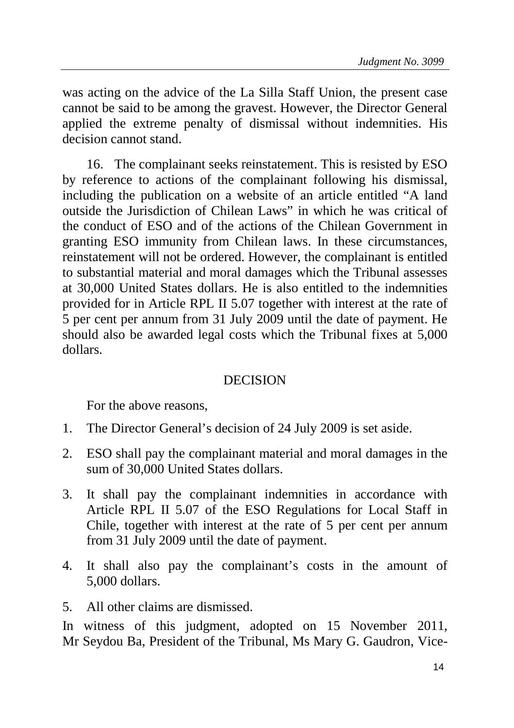was acting on the advice of the La Silla Staff Union, the present case cannot be said to be among the gravest. However, the Director General applied the extreme penalty of dismissal without indemnities. His decision cannot stand.

16. The complainant seeks reinstatement. This is resisted by ESO by reference to actions of the complainant following his dismissal, including the publication on a website of an article entitled "A land outside the Jurisdiction of Chilean Laws" in which he was critical of the conduct of ESO and of the actions of the Chilean Government in granting ESO immunity from Chilean laws. In these circumstances, reinstatement will not be ordered. However, the complainant is entitled to substantial material and moral damages which the Tribunal assesses at 30,000 United States dollars. He is also entitled to the indemnities provided for in Article RPL II 5.07 together with interest at the rate of 5 per cent per annum from 31 July 2009 until the date of payment. He should also be awarded legal costs which the Tribunal fixes at 5,000 dollars.

## DECISION

For the above reasons,

1. The Director General's decision of 24 July 2009 is set aside.
2. ESO shall pay the complainant material and moral damages in the sum of 30,000 United States dollars.
3. It shall pay the complainant indemnities in accordance with Article RPL II 5.07 of the ESO Regulations for Local Staff in Chile, together with interest at the rate of 5 per cent per annum from 31 July 2009 until the date of payment.
4. It shall also pay the complainant's costs in the amount of 5,000 dollars.
5. All other claims are dismissed.

In witness of this judgment, adopted on 15 November 2011, Mr Seydou Ba, President of the Tribunal, Ms Mary G. Gaudron, Vice-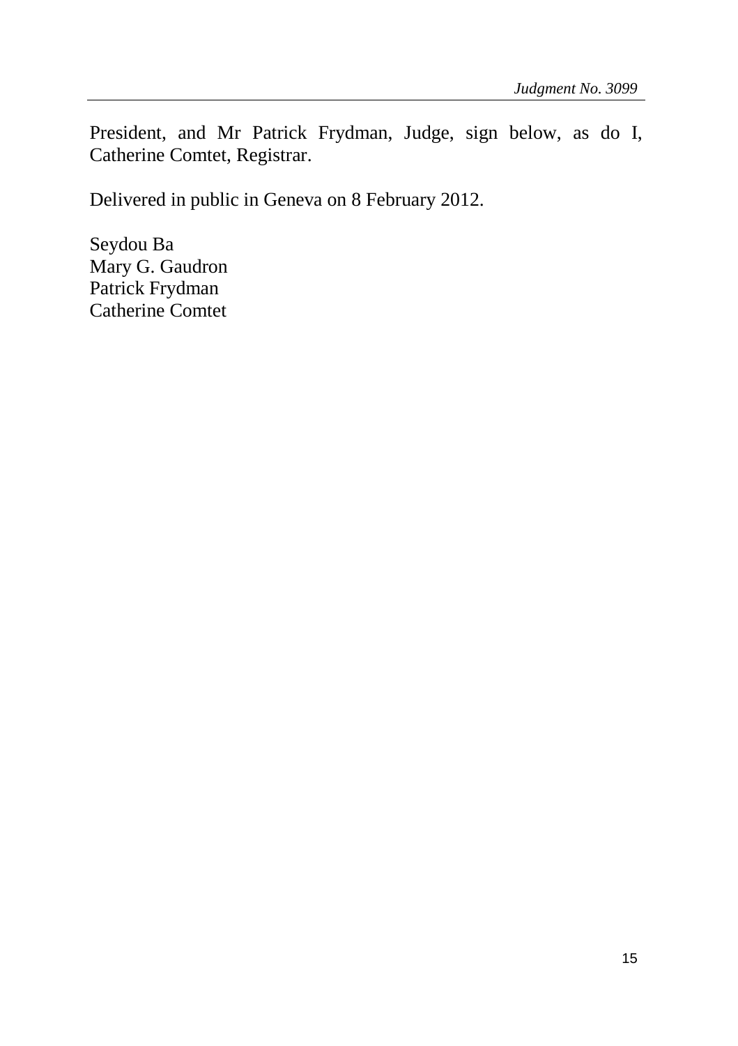President, and Mr Patrick Frydman, Judge, sign below, as do I, Catherine Comtet, Registrar.

Delivered in public in Geneva on 8 February 2012.

Seydou Ba
Mary G. Gaudron
Patrick Frydman
Catherine Comtet